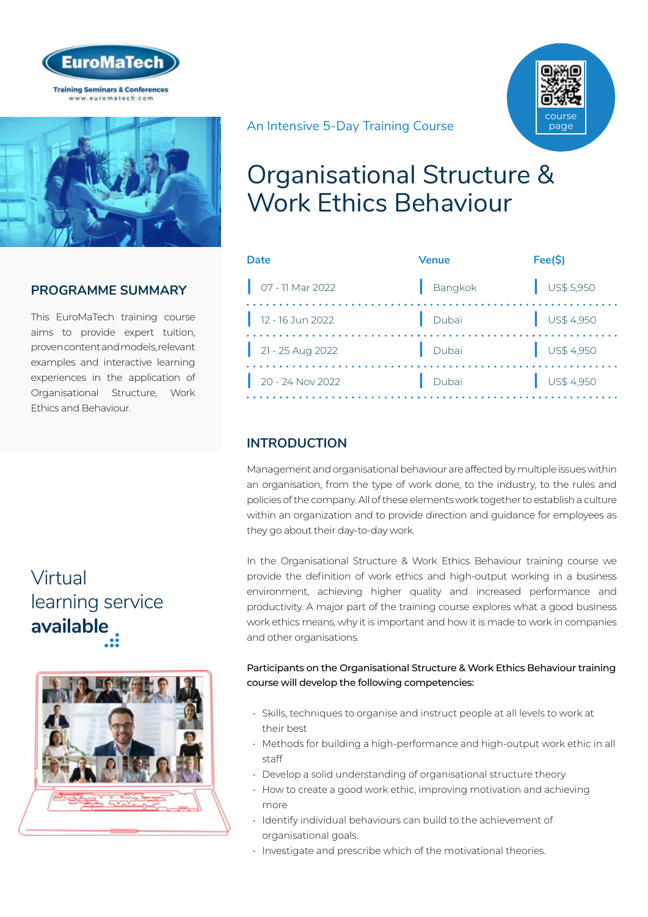EuroMaTech

Training Seminars & Conferences
www.euromatech.com

An Intensive 5-Day Training Course

course page

# Organisational Structure & Work Ethics Behaviour

| Date | Venue | Fee($) |
| --- | --- | --- |
| 07 - 11 Mar 2022 | Bangkok | US$ 5,950 |
| 12 - 16 Jun 2022 | Dubai | US$ 4,950 |
| 21 - 25 Aug 2022 | Dubai | US$ 4,950 |
| 20 - 24 Nov 2022 | Dubai | US$ 4,950 |

## PROGRAMME SUMMARY

This EuroMaTech training course aims to provide expert tuition, proven content and models, relevant examples and interactive learning experiences in the application of Organisational Structure, Work Ethics and Behaviour.

Virtual learning service **available**

## INTRODUCTION

Management and organisational behaviour are affected by multiple issues within an organisation, from the type of work done, to the industry, to the rules and policies of the company. All of these elements work together to establish a culture within an organization and to provide direction and guidance for employees as they go about their day-to-day work.

In the Organisational Structure & Work Ethics Behaviour training course we provide the definition of work ethics and high-output working in a business environment, achieving higher quality and increased performance and productivity. A major part of the training course explores what a good business work ethics means, why it is important and how it is made to work in companies and other organisations.

**Participants on the Organisational Structure & Work Ethics Behaviour training course will develop the following competencies:**

- Skills, techniques to organise and instruct people at all levels to work at their best
- Methods for building a high-performance and high-output work ethic in all staff
- Develop a solid understanding of organisational structure theory
- How to create a good work ethic, improving motivation and achieving more
- Identify individual behaviours can build to the achievement of organisational goals.
- Investigate and prescribe which of the motivational theories.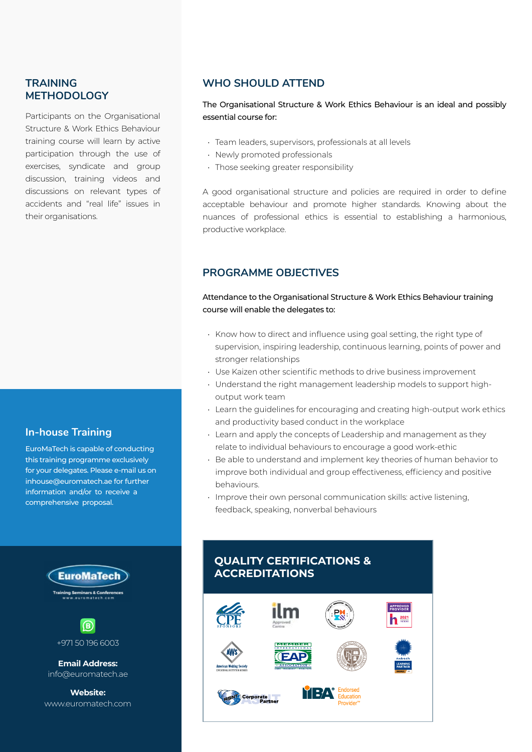## TRAINING METHODOLOGY

Participants on the Organisational Structure & Work Ethics Behaviour training course will learn by active participation through the use of exercises, syndicate and group discussion, training videos and discussions on relevant types of accidents and "real life" issues in their organisations.

## In-house Training

EuroMaTech is capable of conducting this training programme exclusively for your delegates. Please e-mail us on inhouse@euromatech.ae for further information and/or to receive a comprehensive proposal.

EuroMaTech
Training Seminars & Conferences
www.euromatech.com

+971 50 196 6003

**Email Address:**
info@euromatech.ae

**Website:**
www.euromatech.com

## WHO SHOULD ATTEND

The Organisational Structure & Work Ethics Behaviour is an ideal and possibly essential course for:

- Team leaders, supervisors, professionals at all levels
- Newly promoted professionals
- Those seeking greater responsibility

A good organisational structure and policies are required in order to define acceptable behaviour and promote higher standards. Knowing about the nuances of professional ethics is essential to establishing a harmonious, productive workplace.

## PROGRAMME OBJECTIVES

Attendance to the Organisational Structure & Work Ethics Behaviour training course will enable the delegates to:

- Know how to direct and influence using goal setting, the right type of supervision, inspiring leadership, continuous learning, points of power and stronger relationships
- Use Kaizen other scientific methods to drive business improvement
- Understand the right management leadership models to support high-output work team
- Learn the guidelines for encouraging and creating high-output work ethics and productivity based conduct in the workplace
- Learn and apply the concepts of Leadership and management as they relate to individual behaviours to encourage a good work-ethic
- Be able to understand and implement key theories of human behavior to improve both individual and group effectiveness, efficiency and positive behaviours.
- Improve their own personal communication skills: active listening, feedback, speaking, nonverbal behaviours

## QUALITY CERTIFICATIONS & ACCREDITATIONS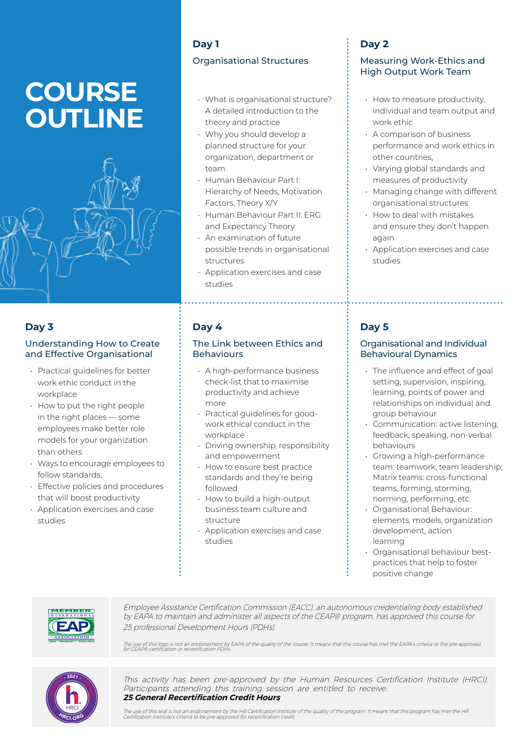# COURSE OUTLINE

## Day 1

### Organisational Structures

- What is organisational structure? A detailed introduction to the theory and practice
- Why you should develop a planned structure for your organization, department or team
- Human Behaviour Part I: Hierarchy of Needs, Motivation Factors, Theory X/Y
- Human Behaviour Part II: ERG and Expectancy Theory
- An examination of future possible trends in organisational structures
- Application exercises and case studies

## Day 2

### Measuring Work-Ethics and High Output Work Team

- How to measure productivity, individual and team output and work ethic
- A comparison of business performance and work ethics in other countries,
- Varying global standards and measures of productivity
- Managing change with different organisational structures
- How to deal with mistakes and ensure they don't happen again
- Application exercises and case studies

## Day 3

### Understanding How to Create and Effective Organisational

- Practical guidelines for better work ethic conduct in the workplace
- How to put the right people in the right places — some employees make better role models for your organization than others
- Ways to encourage employees to follow standards,
- Effective policies and procedures that will boost productivity
- Application exercises and case studies

## Day 4

### The Link between Ethics and Behaviours

- A high-performance business check-list that to maximise productivity and achieve more
- Practical guidelines for good-work ethical conduct in the workplace
- Driving ownership, responsibility and empowerment
- How to ensure best practice standards and they're being followed
- How to build a high-output business team culture and structure
- Application exercises and case studies

## Day 5

### Organisational and Individual Behavioural Dynamics

- The influence and effect of goal setting, supervision, inspiring, learning, points of power and relationships on individual and group behaviour
- Communication: active listening, feedback, speaking, non-verbal behaviours
- Growing a high-performance team: teamwork, team leadership; Matrix teams: cross-functional teams, forming, storming, norming, performing, etc.
- Organisational Behaviour: elements, models, organization development, action learning
- Organisational behaviour best-practices that help to foster positive change

*Employee Assistance Certification Commission (EACC), an autonomous credentialing body established by EAPA to maintain and administer all aspects of the CEAP® program, has approved this course for 25 professional Development Hours (PDHs).*

*The use of this logo is not an endorsement by EAPA of the quality of the course. It means that this course has met the EAPA's criteria to the pre-approved for CEAP® certification or recertification PDHs.*

*This activity has been pre-approved by the Human Resources Certification Institute (HRCI). Participants attending this training session are entitled to receive:*
***25 General Recertification Credit Hours***

*The use of this seal is not an endorsement by the HR Certification Institute of the quality of the program. It means that this program has met the HR Certification Institute's criteria to be pre-approved for recertification credit.*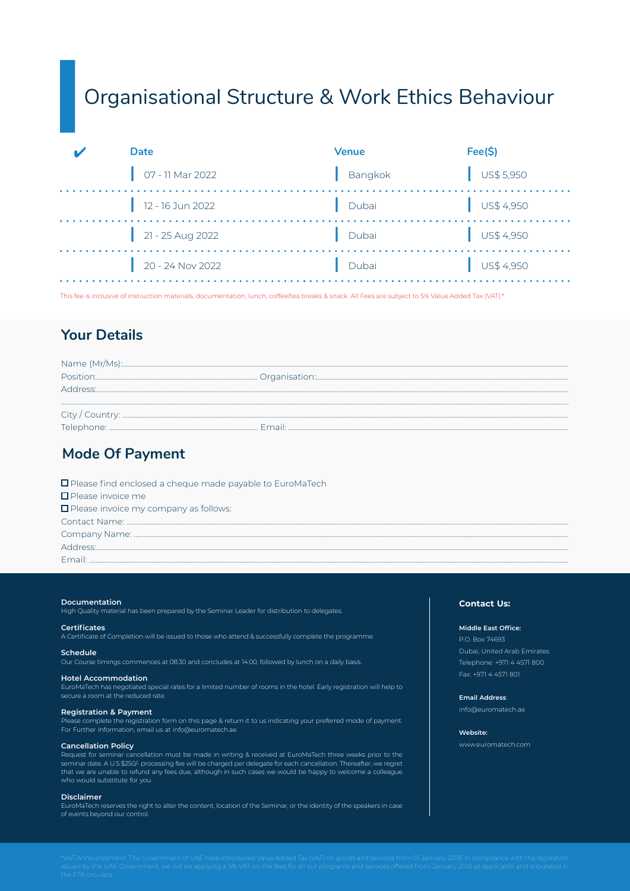# Organisational Structure & Work Ethics Behaviour

| ✔ | Date | Venue | Fee($) |
|---|---|---|---|
| | 07 - 11 Mar 2022 | Bangkok | US$ 5,950 |
| | 12 - 16 Jun 2022 | Dubai | US$ 4,950 |
| | 21 - 25 Aug 2022 | Dubai | US$ 4,950 |
| | 20 - 24 Nov 2022 | Dubai | US$ 4,950 |

This fee is inclusive of instruction materials, documentation, lunch, coffee/tea breaks & snack. All Fees are subject to 5% Value Added Tax (VAT).*

## Your Details

Name (Mr/Ms):.......................................................................................................

Position:........................................ Organisation:........................................

Address:.......................................................................................................

.......................................................................................................

City / Country: .......................................................................................................

Telephone: ........................................ Email: ........................................

## Mode Of Payment

☐ Please find enclosed a cheque made payable to EuroMaTech

☐ Please invoice me

☐ Please invoice my company as follows:

Contact Name: .......................................................................................................

Company Name: .......................................................................................................

Address:.......................................................................................................

Email: .......................................................................................................

**Documentation**
High Quality material has been prepared by the Seminar Leader for distribution to delegates.

**Certificates**
A Certificate of Completion will be issued to those who attend & successfully complete the programme.

**Schedule**
Our Course timings commences at 08:30 and concludes at 14:00, followed by lunch on a daily basis.

**Hotel Accommodation**
EuroMaTech has negotiated special rates for a limited number of rooms in the hotel. Early registration will help to secure a room at the reduced rate.

**Registration & Payment**
Please complete the registration form on this page & return it to us indicating your preferred mode of payment. For Further Information, email us at info@euromatech.ae.

**Cancellation Policy**
Request for seminar cancellation must be made in writing & received at EuroMaTech three weeks prior to the seminar date. A U.S $250/- processing fee will be charged per delegate for each cancellation. Thereafter, we regret that we are unable to refund any fees due, although in such cases we would be happy to welcome a colleague who would substitute for you.

**Disclaimer**
EuroMaTech reserves the right to alter the content, location of the Seminar, or the identity of the speakers in case of events beyond our control.

**Contact Us:**

**Middle East Office:**
P.O. Box 74693
Dubai, United Arab Emirates
Telephone: +971 4 4571 800
Fax: +971 4 4571 801

**Email Address**
info@euromatech.ae

**Website:**
www.euromatech.com

*VAT Announcement: The Government of UAE have introduced Value Added Tax (VAT) on goods and services from 01-January-2018. In compliance with the legislation issued by the UAE Government, we will be applying a 5% VAT on the fees for all our programs and services offered from January 2018 as applicable and stipulated in the FTA circulars.